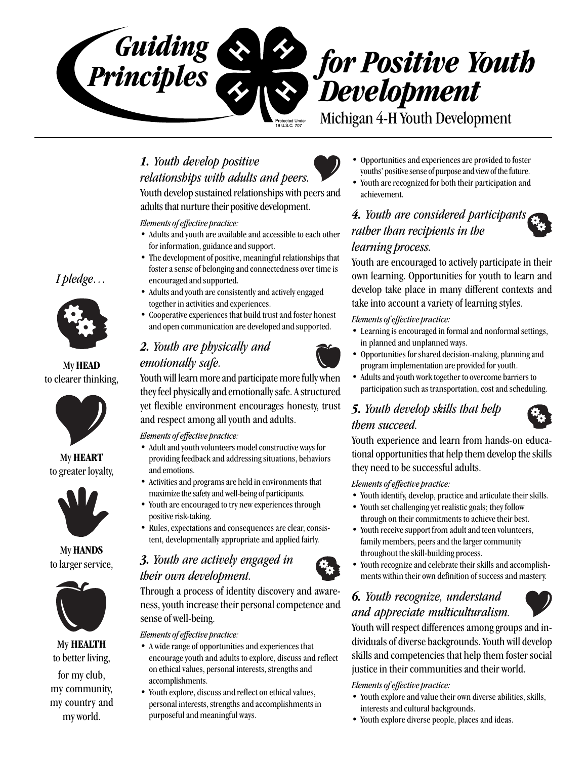# Guiding Principles for Positive Youth Development

Michigan 4-H Youth Development

*I pledge…*

My **HEAD** to clearer thinking,

My **HEART** to greater loyalty,

My **HANDS** to larger service,

My **HEALTH** to better living,

for my club, my community, my country and my world.

### *1. Youth develop positive relationships with adults and peers.*

Youth develop sustained relationships with peers and adults that nurture their positive development.

*Elements of effective practice:*

- Adults and youth are available and accessible to each other for information, guidance and support.
- The development of positive, meaningful relationships that foster a sense of belonging and connectedness over time is encouraged and supported.
- Adults and youth are consistently and actively engaged together in activities and experiences.
- Cooperative experiences that build trust and foster honest and open communication are developed and supported.

### *2. Youth are physically and emotionally safe.*

Youth will learn more and participate more fully when they feel physically and emotionally safe. A structured yet flexible environment encourages honesty, trust and respect among all youth and adults.

*Elements of effective practice:*

- Adult and youth volunteers model constructive ways for providing feedback and addressing situations, behaviors and emotions.
- Activities and programs are held in environments that maximize the safety and well-being of participants.
- Youth are encouraged to try new experiences through positive risk-taking.
- Rules, expectations and consequences are clear, consistent, developmentally appropriate and applied fairly.

### *3. Youth are actively engaged in their own development.*

Through a process of identity discovery and awareness, youth increase their personal competence and sense of well-being.

*Elements of effective practice:*

- A wide range of opportunities and experiences that encourage youth and adults to explore, discuss and reflect on ethical values, personal interests, strengths and accomplishments.
- Youth explore, discuss and reflect on ethical values, personal interests, strengths and accomplishments in purposeful and meaningful ways.
- Opportunities and experiences are provided to foster youths' positive sense of purpose and view of the future.
- Youth are recognized for both their participation and achievement.

### *4. Youth are considered participants rather than recipients in the learning process.*

Youth are encouraged to actively participate in their own learning. Opportunities for youth to learn and develop take place in many different contexts and take into account a variety of learning styles.

*Elements of effective practice:*

- Learning is encouraged in formal and nonformal settings, in planned and unplanned ways.
- Opportunities for shared decision-making, planning and program implementation are provided for youth.
- Adults and youth work together to overcome barriers to participation such as transportation, cost and scheduling.

### *5. Youth develop skills that help them succeed.*

Youth experience and learn from hands-on educational opportunities that help them develop the skills they need to be successful adults.

*Elements of effective practice:*

- Youth identify, develop, practice and articulate their skills.
- Youth set challenging yet realistic goals; they follow through on their commitments to achieve their best.
- Youth receive support from adult and teen volunteers, family members, peers and the larger community throughout the skill-building process.
- Youth recognize and celebrate their skills and accomplishments within their own definition of success and mastery.

### *6. Youth recognize, understand and appreciate multiculturalism.*

Youth will respect differences among groups and individuals of diverse backgrounds. Youth will develop skills and competencies that help them foster social justice in their communities and their world.

*Elements of effective practice:*

- Youth explore and value their own diverse abilities, skills, interests and cultural backgrounds.
- Youth explore diverse people, places and ideas.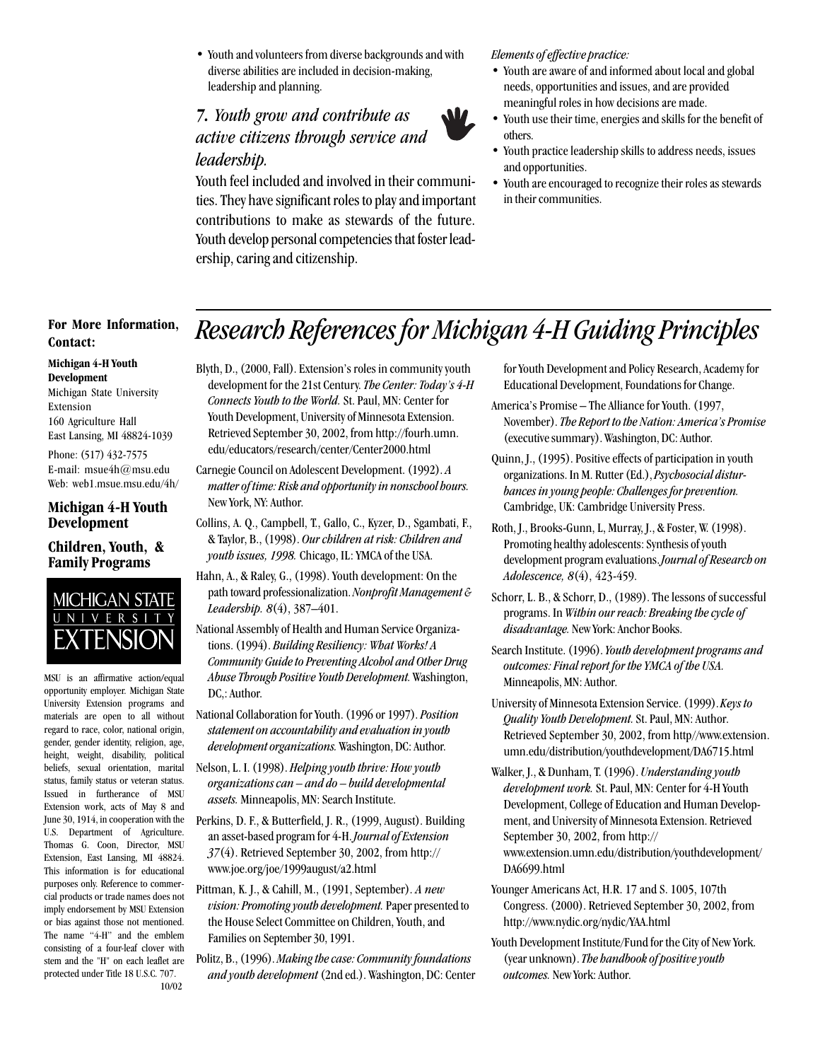- Youth and volunteers from diverse backgrounds and with diverse abilities are included in decision-making, leadership and planning.

### *7. Youth grow and contribute as active citizens through service and leadership.*

Youth feel included and involved in their communities. They have significant roles to play and important contributions to make as stewards of the future. Youth develop personal competencies that foster leadership, caring and citizenship.

*Elements of effective practice:*

- Youth are aware of and informed about local and global needs, opportunities and issues, and are provided meaningful roles in how decisions are made.
- Youth use their time, energies and skills for the benefit of others.
- Youth practice leadership skills to address needs, issues and opportunities.
- Youth are encouraged to recognize their roles as stewards in their communities.

# *Research References for Michigan 4-H Guiding Principles*

Blyth, D., (2000, Fall). Extension's roles in community youth development for the 21st Century. *The Center: Today's 4-H Connects Youth to the World.* St. Paul, MN: Center for Youth Development, University of Minnesota Extension. Retrieved September 30, 2002, from http://fourh.umn.edu/educators/research/center/Center2000.html

Carnegie Council on Adolescent Development. (1992). *A matter of time: Risk and opportunity in nonschool hours.* New York, NY: Author.

Collins, A. Q., Campbell, T., Gallo, C., Kyzer, D., Sgambati, F., & Taylor, B., (1998). *Our children at risk: Children and youth issues, 1998.* Chicago, IL: YMCA of the USA.

Hahn, A., & Raley, G., (1998). Youth development: On the path toward professionalization. *Nonprofit Management & Leadership. 8*(4), 387–401.

National Assembly of Health and Human Service Organizations. (1994). *Building Resiliency: What Works! A Community Guide to Preventing Alcohol and Other Drug Abuse Through Positive Youth Development.* Washington, DC,: Author.

National Collaboration for Youth. (1996 or 1997). *Position statement on accountability and evaluation in youth development organizations.* Washington, DC: Author.

Nelson, L. I. (1998). *Helping youth thrive: How youth organizations can – and do – build developmental assets.* Minneapolis, MN: Search Institute.

Perkins, D. F., & Butterfield, J. R., (1999, August). Building an asset-based program for 4-H. *Journal of Extension 37*(4). Retrieved September 30, 2002, from http://www.joe.org/joe/1999august/a2.html

Pittman, K. J., & Cahill, M., (1991, September). *A new vision: Promoting youth development.* Paper presented to the House Select Committee on Children, Youth, and Families on September 30, 1991.

Politz, B., (1996). *Making the case: Community foundations and youth development* (2nd ed.). Washington, DC: Center for Youth Development and Policy Research, Academy for Educational Development, Foundations for Change.

America's Promise – The Alliance for Youth. (1997, November). *The Report to the Nation: America's Promise* (executive summary). Washington, DC: Author.

Quinn, J., (1995). Positive effects of participation in youth organizations. In M. Rutter (Ed.), *Psychosocial disturbances in young people: Challenges for prevention.* Cambridge, UK: Cambridge University Press.

Roth, J., Brooks-Gunn, L, Murray, J., & Foster, W. (1998). Promoting healthy adolescents: Synthesis of youth development program evaluations. *Journal of Research on Adolescence, 8*(4), 423-459.

Schorr, L. B., & Schorr, D., (1989). The lessons of successful programs. In *Within our reach: Breaking the cycle of disadvantage.* New York: Anchor Books.

Search Institute. (1996). *Youth development programs and outcomes: Final report for the YMCA of the USA.* Minneapolis, MN: Author.

University of Minnesota Extension Service. (1999). *Keys to Quality Youth Development.* St. Paul, MN: Author. Retrieved September 30, 2002, from http//www.extension.umn.edu/distribution/youthdevelopment/DA6715.html

Walker, J., & Dunham, T. (1996). *Understanding youth development work.* St. Paul, MN: Center for 4-H Youth Development, College of Education and Human Development, and University of Minnesota Extension. Retrieved September 30, 2002, from http://www.extension.umn.edu/distribution/youthdevelopment/DA6699.html

Younger Americans Act, H.R. 17 and S. 1005, 107th Congress. (2000). Retrieved September 30, 2002, from http://www.nydic.org/nydic/YAA.html

Youth Development Institute/Fund for the City of New York. (year unknown). *The handbook of positive youth outcomes.* New York: Author.

**For More Information, Contact:**

**Michigan 4-H Youth Development**
Michigan State University Extension
160 Agriculture Hall
East Lansing, MI 48824-1039

Phone: (517) 432-7575
E-mail: msue4h@msu.edu
Web: web1.msue.msu.edu/4h/

**Michigan 4-H Youth Development**

**Children, Youth, & Family Programs**

MICHIGAN STATE UNIVERSITY EXTENSION

MSU is an affirmative action/equal opportunity employer. Michigan State University Extension programs and materials are open to all without regard to race, color, national origin, gender, gender identity, religion, age, height, weight, disability, political beliefs, sexual orientation, marital status, family status or veteran status. Issued in furtherance of MSU Extension work, acts of May 8 and June 30, 1914, in cooperation with the U.S. Department of Agriculture. Thomas G. Coon, Director, MSU Extension, East Lansing, MI 48824. This information is for educational purposes only. Reference to commercial products or trade names does not imply endorsement by MSU Extension or bias against those not mentioned. The name "4-H" and the emblem consisting of a four-leaf clover with stem and the "H" on each leaflet are protected under Title 18 U.S.C. 707.

10/02